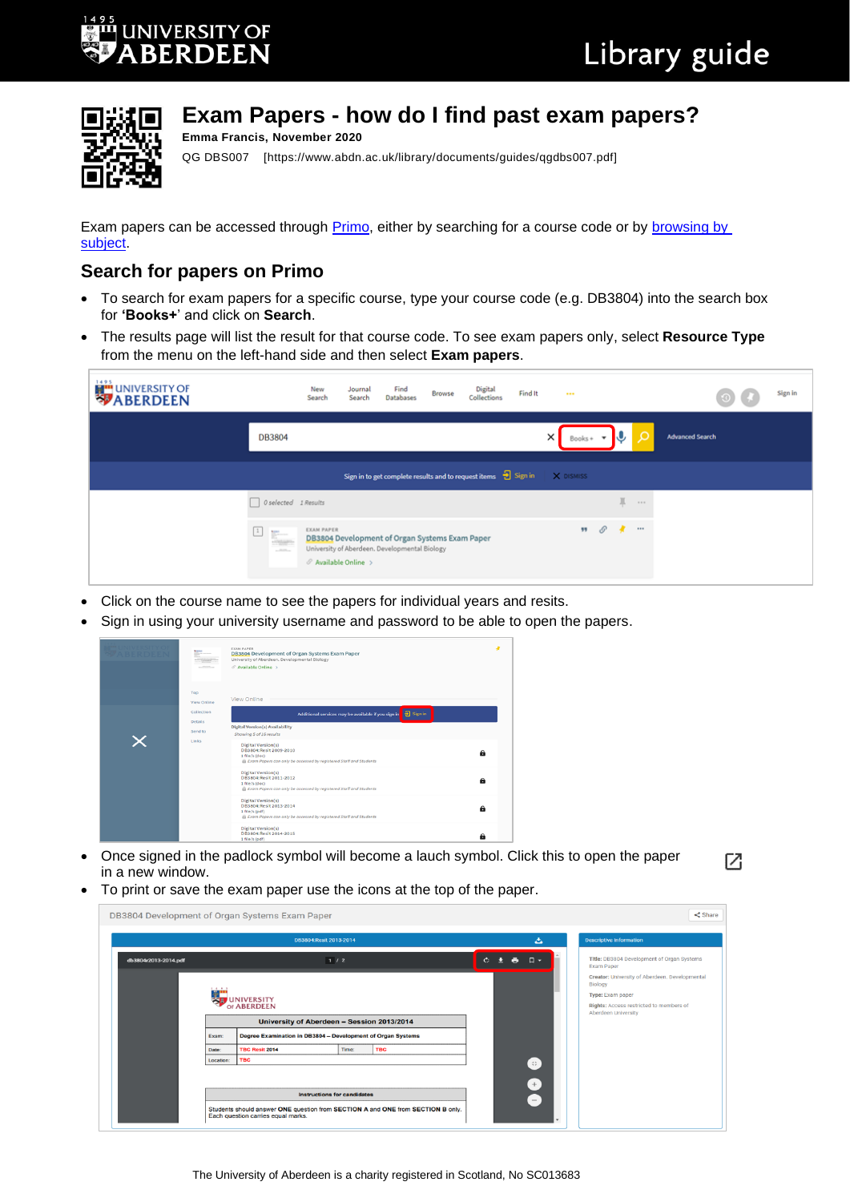# Exam Papers - how do I find past exam papers?

**Emma Francis, November 2020**

QG DBS007 [https://www.abdn.ac.uk/library/documents/guides/qgdbs007.pdf]

Exam papers can be accessed through Primo, either by searching for a course code or by browsing by subject.

## Search for papers on Primo

- To search for exam papers for a specific course, type your course code (e.g. DB3804) into the search box for **'Books+**' and click on **Search**.
- The results page will list the result for that course code. To see exam papers only, select **Resource Type** from the menu on the left-hand side and then select **Exam papers**.

- Click on the course name to see the papers for individual years and resits.
- Sign in using your university username and password to be able to open the papers.

- Once signed in the padlock symbol will become a lauch symbol. Click this to open the paper in a new window.
- To print or save the exam paper use the icons at the top of the paper.

The University of Aberdeen is a charity registered in Scotland, No SC013683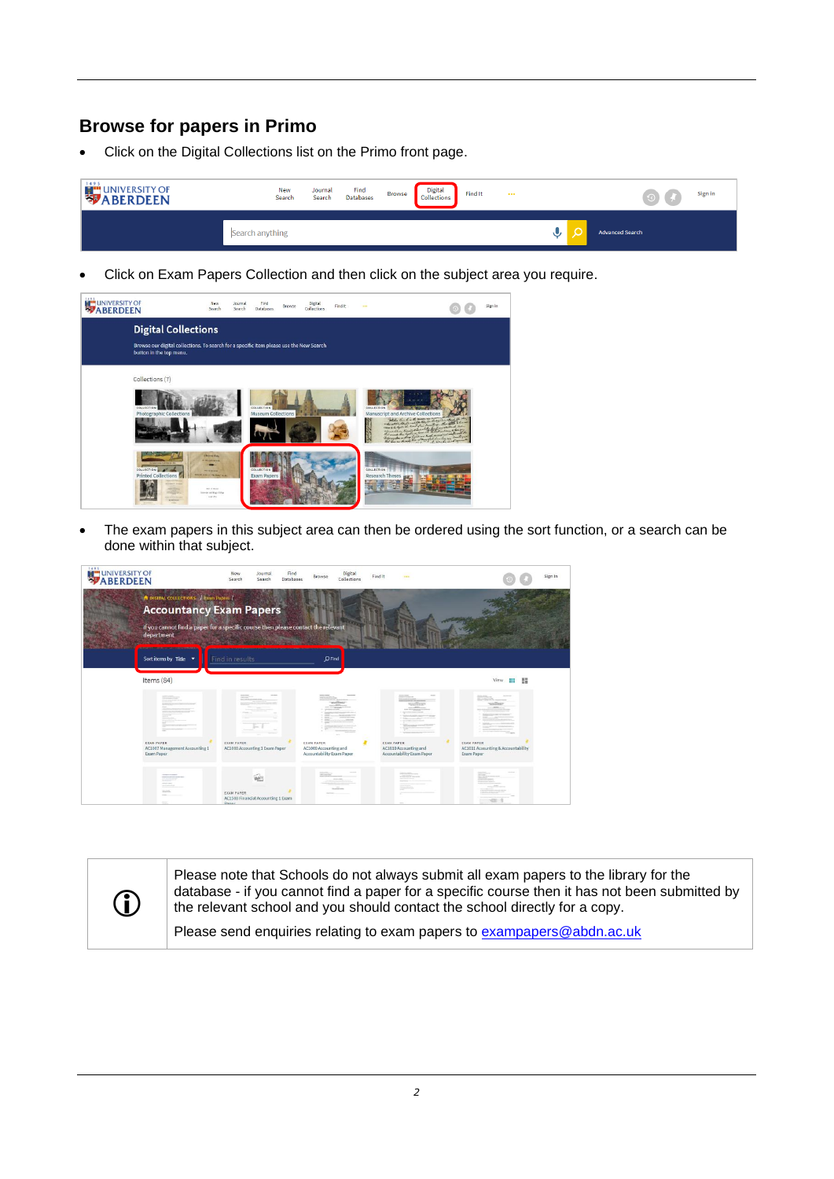## Browse for papers in Primo

- Click on the Digital Collections list on the Primo front page.

- Click on Exam Papers Collection and then click on the subject area you require.

- The exam papers in this subject area can then be ordered using the sort function, or a search can be done within that subject.

| | |
|---|---|
| ⓘ | Please note that Schools do not always submit all exam papers to the library for the database - if you cannot find a paper for a specific course then it has not been submitted by the relevant school and you should contact the school directly for a copy.<br><br>Please send enquiries relating to exam papers to [exampapers@abdn.ac.uk](mailto:exampapers@abdn.ac.uk) |